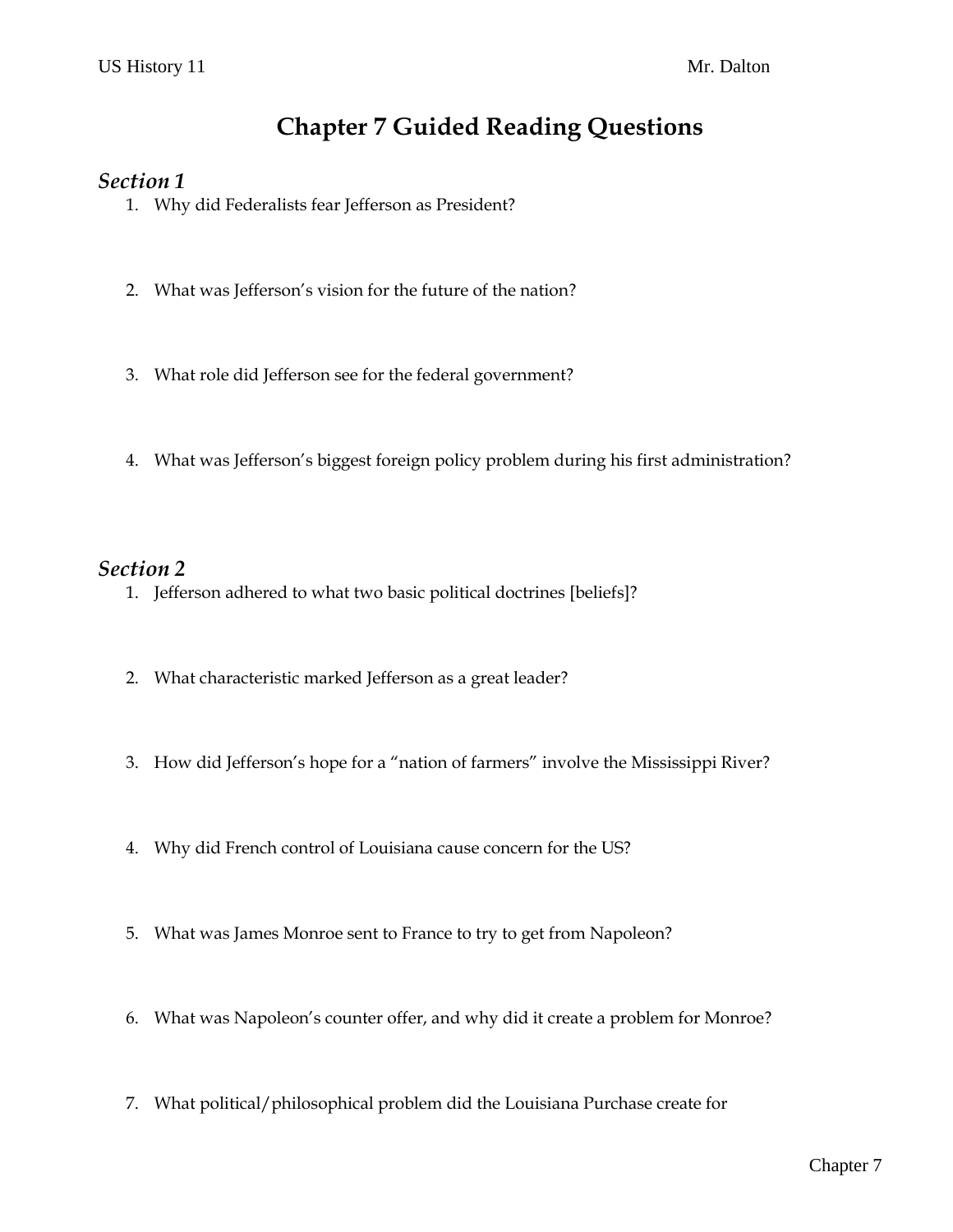# Chapter 7 Guided Reading Questions

## *Section 1*

1. Why did Federalists fear Jefferson as President?

2. What was Jefferson's vision for the future of the nation?

3. What role did Jefferson see for the federal government?

4. What was Jefferson's biggest foreign policy problem during his first administration?

## *Section 2*

1. Jefferson adhered to what two basic political doctrines [beliefs]?

2. What characteristic marked Jefferson as a great leader?

3. How did Jefferson's hope for a "nation of farmers" involve the Mississippi River?

4. Why did French control of Louisiana cause concern for the US?

5. What was James Monroe sent to France to try to get from Napoleon?

6. What was Napoleon's counter offer, and why did it create a problem for Monroe?

7. What political/philosophical problem did the Louisiana Purchase create for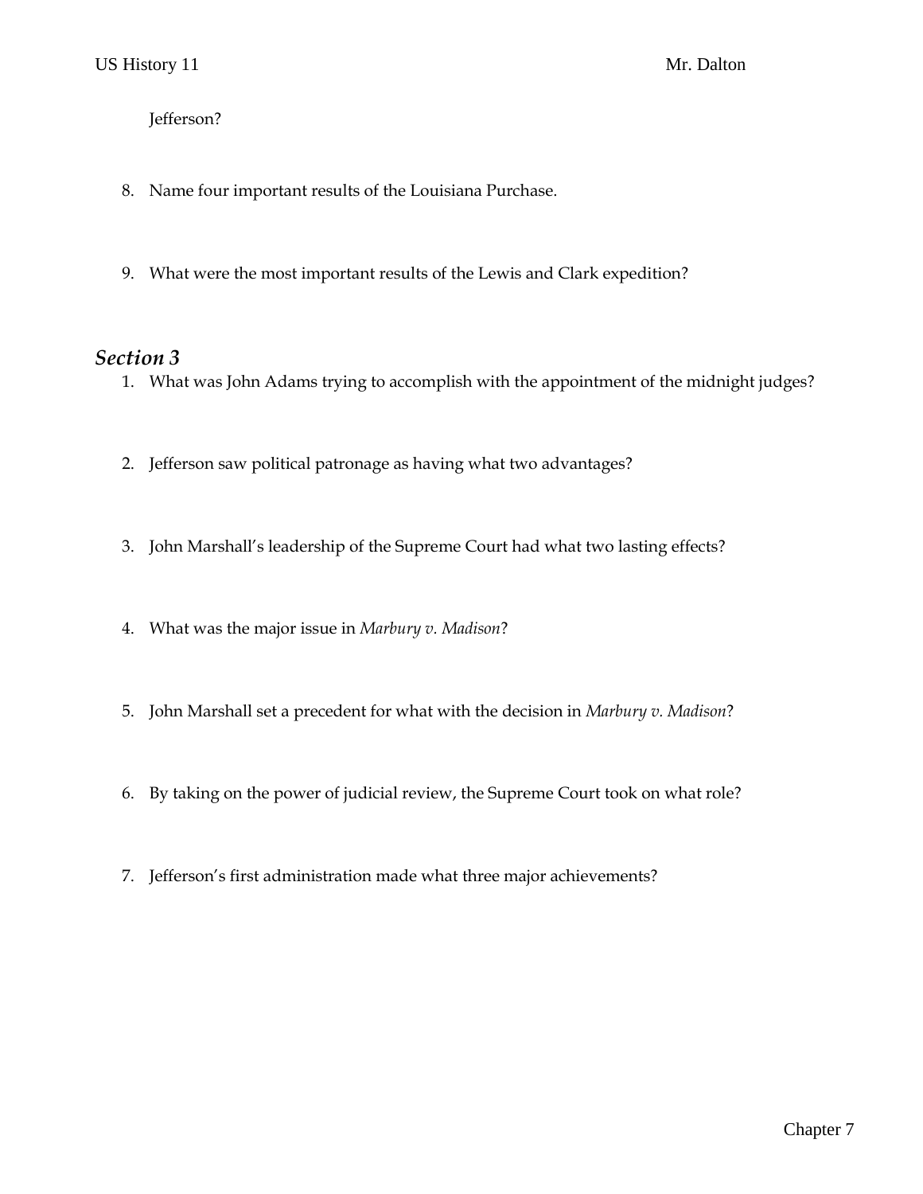Jefferson?

8. Name four important results of the Louisiana Purchase.

9. What were the most important results of the Lewis and Clark expedition?

## *Section 3*

1. What was John Adams trying to accomplish with the appointment of the midnight judges?

2. Jefferson saw political patronage as having what two advantages?

3. John Marshall's leadership of the Supreme Court had what two lasting effects?

4. What was the major issue in *Marbury v. Madison*?

5. John Marshall set a precedent for what with the decision in *Marbury v. Madison*?

6. By taking on the power of judicial review, the Supreme Court took on what role?

7. Jefferson's first administration made what three major achievements?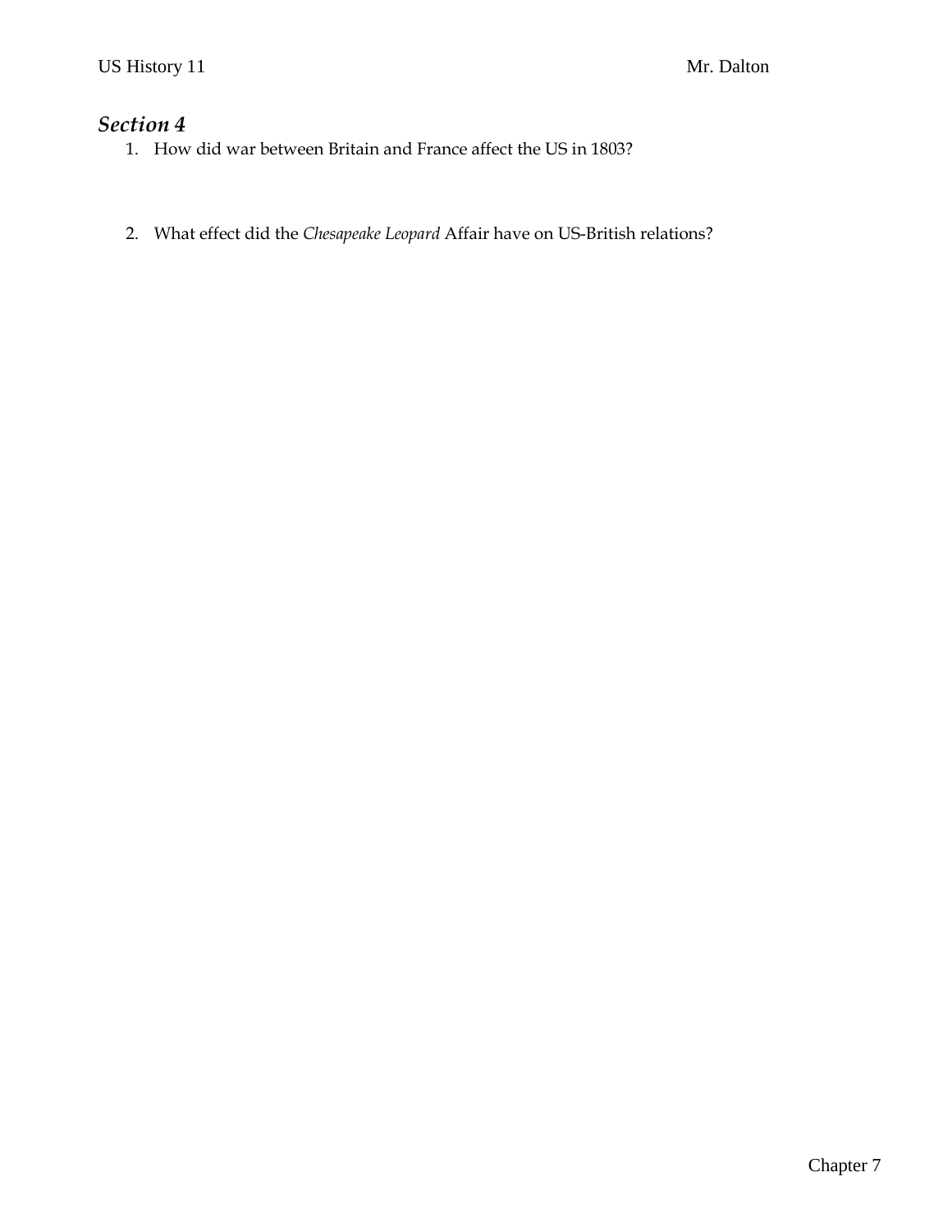## *Section 4*

1. How did war between Britain and France affect the US in 1803?

2. What effect did the *Chesapeake Leopard* Affair have on US-British relations?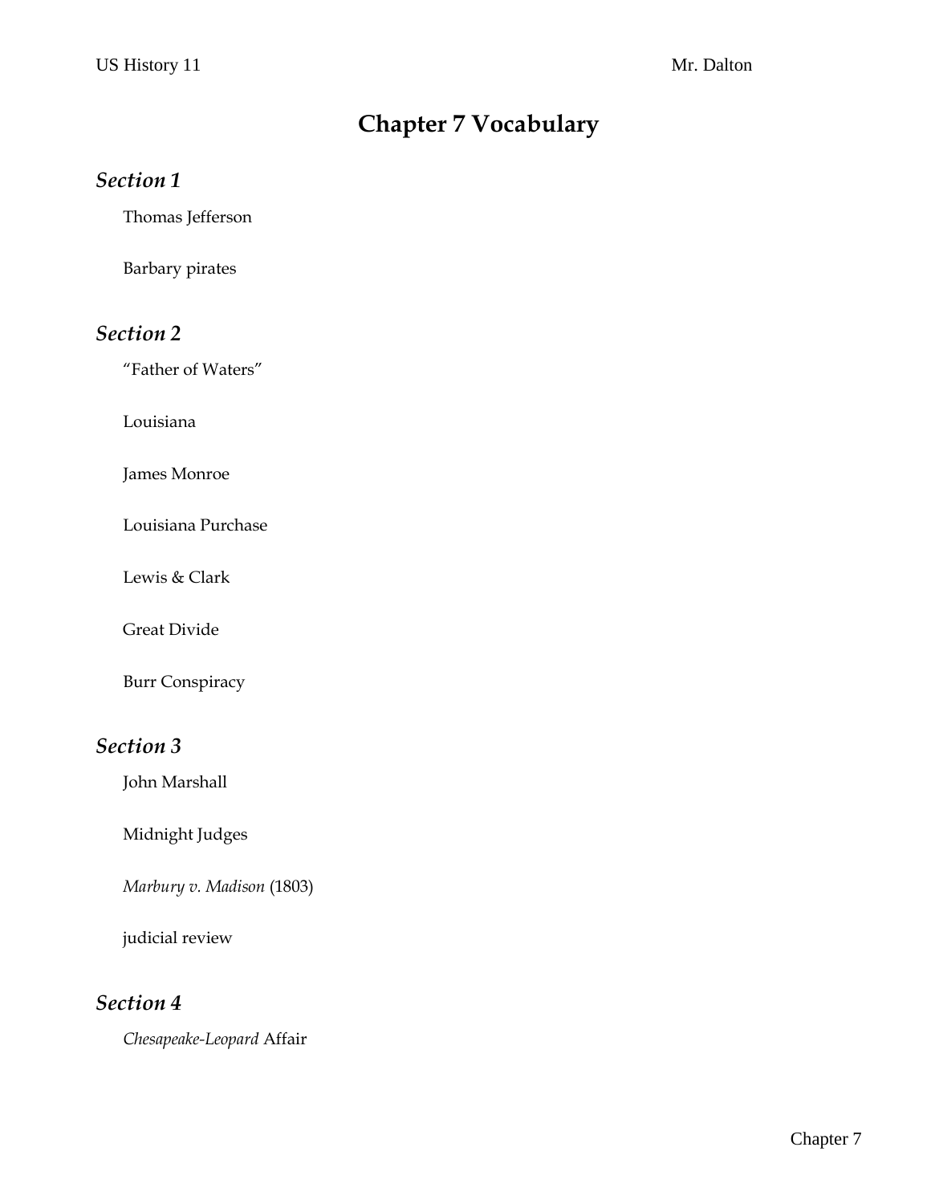# Chapter 7 Vocabulary

## *Section 1*

Thomas Jefferson

Barbary pirates

## *Section 2*

"Father of Waters"

Louisiana

James Monroe

Louisiana Purchase

Lewis & Clark

Great Divide

Burr Conspiracy

## *Section 3*

John Marshall

Midnight Judges

*Marbury v. Madison* (1803)

judicial review

## *Section 4*

*Chesapeake-Leopard* Affair